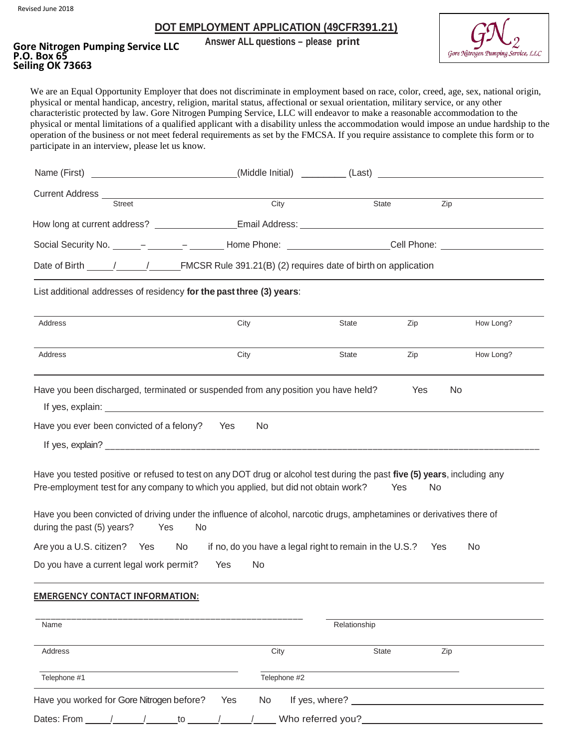Revised June 2018

# DOT EMPLOYMENT APPLICATION (49CFR391.21)

**Answer ALL questions – please print**

**Gore Nitrogen Pumping Service LLC**
**P.O. Box 65**
**Seiling OK 73663**

GN2 Gore Nitrogen Pumping Service, LLC

We are an Equal Opportunity Employer that does not discriminate in employment based on race, color, creed, age, sex, national origin, physical or mental handicap, ancestry, religion, marital status, affectional or sexual orientation, military service, or any other characteristic protected by law. Gore Nitrogen Pumping Service, LLC will endeavor to make a reasonable accommodation to the physical or mental limitations of a qualified applicant with a disability unless the accommodation would impose an undue hardship to the operation of the business or not meet federal requirements as set by the FMCSA. If you require assistance to complete this form or to participate in an interview, please let us know.

Name (First) ____________________ (Middle Initial) ________ (Last) ____________________

Current Address ______________________________________________
Street City State Zip

How long at current address? ______________ Email Address: ______________________

Social Security No. _____ – ______ – ______ Home Phone: ________________ Cell Phone: ________________

Date of Birth _____/_____/_____ FMCSR Rule 391.21(B) (2) requires date of birth on application

List additional addresses of residency **for the past three (3) years**:

| Address | City | State | Zip | How Long? |
|---|---|---|---|---|
| | | | | |
| Address | City | State | Zip | How Long? |

Have you been discharged, terminated or suspended from any position you have held? Yes No

If yes, explain: ______________________________________________

Have you ever been convicted of a felony? Yes No

If yes, explain? ______________________________________________

Have you tested positive or refused to test on any DOT drug or alcohol test during the past **five (5) years**, including any Pre-employment test for any company to which you applied, but did not obtain work? Yes No

Have you been convicted of driving under the influence of alcohol, narcotic drugs, amphetamines or derivatives there of during the past (5) years? Yes No

Are you a U.S. citizen? Yes No if no, do you have a legal right to remain in the U.S.? Yes No

Do you have a current legal work permit? Yes No

## EMERGENCY CONTACT INFORMATION:

________________________________ ________________________________
Name Relationship

______________________________________________
Address City State Zip

________________________________ ________________________________
Telephone #1 Telephone #2

Have you worked for Gore Nitrogen before? Yes No If yes, where? ______________________

Dates: From _____/_____/_____ to _____/_____/_____ Who referred you? ______________________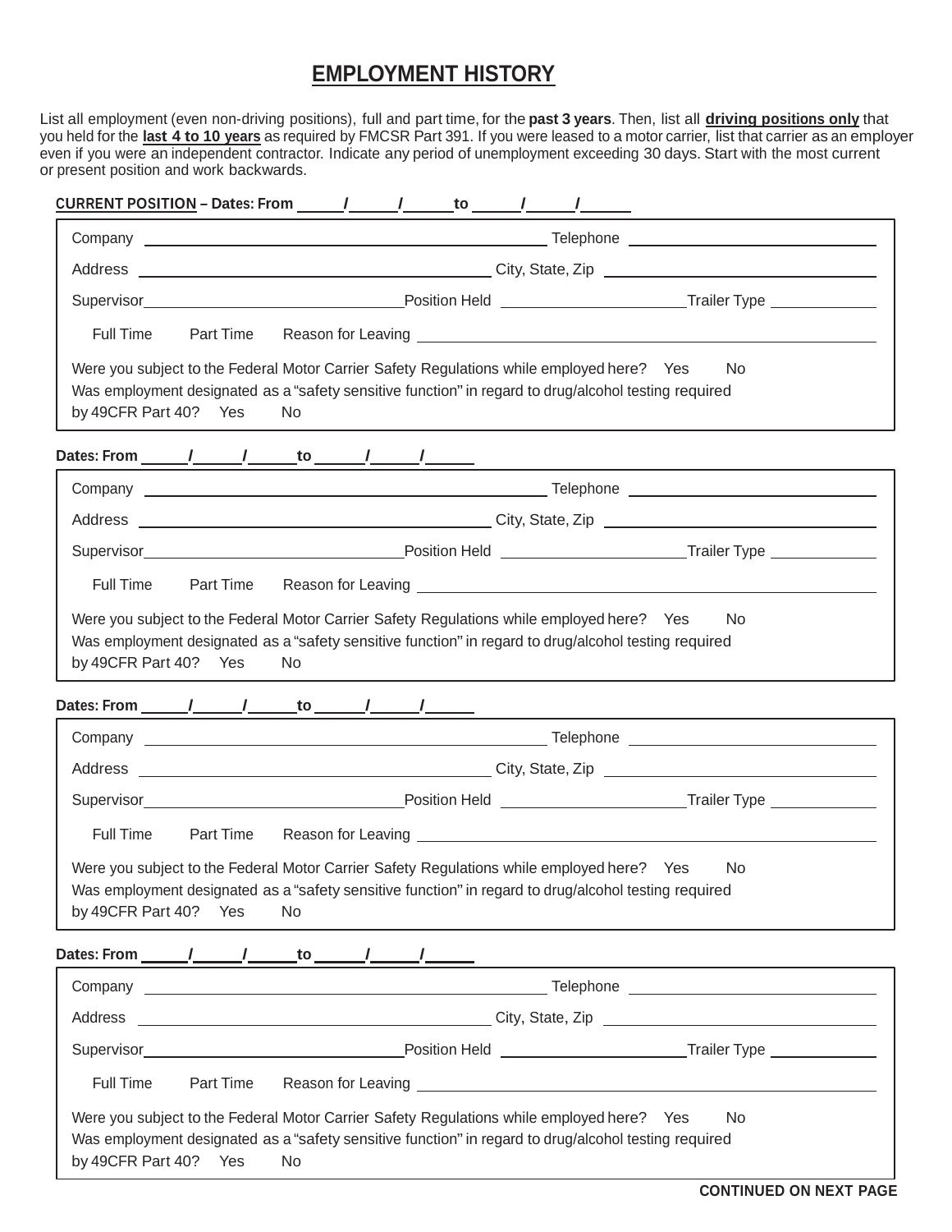# EMPLOYMENT HISTORY

List all employment (even non-driving positions), full and part time, for the **past 3 years**. Then, list all **driving positions only** that you held for the **last 4 to 10 years** as required by FMCSR Part 391. If you were leased to a motor carrier, list that carrier as an employer even if you were an independent contractor. Indicate any period of unemployment exceeding 30 days. Start with the most current or present position and work backwards.

**CURRENT POSITION – Dates: From \_\_\_\_\_/\_\_\_\_\_/\_\_\_\_\_ to \_\_\_\_\_/\_\_\_\_\_/\_\_\_\_\_**

Company \_\_\_\_\_\_\_\_\_\_\_\_\_\_\_\_\_\_\_\_\_\_\_\_\_\_\_\_\_\_ Telephone \_\_\_\_\_\_\_\_\_\_\_\_\_\_\_\_\_\_\_\_

Address \_\_\_\_\_\_\_\_\_\_\_\_\_\_\_\_\_\_\_\_\_\_\_\_\_\_\_\_\_\_ City, State, Zip \_\_\_\_\_\_\_\_\_\_\_\_\_\_\_\_\_\_\_\_

Supervisor \_\_\_\_\_\_\_\_\_\_\_\_\_\_\_\_\_\_\_\_ Position Held \_\_\_\_\_\_\_\_\_\_\_\_\_\_\_ Trailer Type \_\_\_\_\_\_\_\_\_\_

Full Time Part Time Reason for Leaving \_\_\_\_\_\_\_\_\_\_\_\_\_\_\_\_\_\_\_\_\_\_\_\_\_\_\_\_\_\_\_\_\_\_\_\_\_\_

Were you subject to the Federal Motor Carrier Safety Regulations while employed here? Yes No

Was employment designated as a "safety sensitive function" in regard to drug/alcohol testing required by 49CFR Part 40? Yes No

**Dates: From \_\_\_\_\_/\_\_\_\_\_/\_\_\_\_\_ to \_\_\_\_\_/\_\_\_\_\_/\_\_\_\_\_**

Company \_\_\_\_\_\_\_\_\_\_\_\_\_\_\_\_\_\_\_\_\_\_\_\_\_\_\_\_\_\_ Telephone \_\_\_\_\_\_\_\_\_\_\_\_\_\_\_\_\_\_\_\_

Address \_\_\_\_\_\_\_\_\_\_\_\_\_\_\_\_\_\_\_\_\_\_\_\_\_\_\_\_\_\_ City, State, Zip \_\_\_\_\_\_\_\_\_\_\_\_\_\_\_\_\_\_\_\_

Supervisor \_\_\_\_\_\_\_\_\_\_\_\_\_\_\_\_\_\_\_\_ Position Held \_\_\_\_\_\_\_\_\_\_\_\_\_\_\_ Trailer Type \_\_\_\_\_\_\_\_\_\_

Full Time Part Time Reason for Leaving \_\_\_\_\_\_\_\_\_\_\_\_\_\_\_\_\_\_\_\_\_\_\_\_\_\_\_\_\_\_\_\_\_\_\_\_\_\_

Were you subject to the Federal Motor Carrier Safety Regulations while employed here? Yes No

Was employment designated as a "safety sensitive function" in regard to drug/alcohol testing required by 49CFR Part 40? Yes No

**Dates: From \_\_\_\_\_/\_\_\_\_\_/\_\_\_\_\_ to \_\_\_\_\_/\_\_\_\_\_/\_\_\_\_\_**

Company \_\_\_\_\_\_\_\_\_\_\_\_\_\_\_\_\_\_\_\_\_\_\_\_\_\_\_\_\_\_ Telephone \_\_\_\_\_\_\_\_\_\_\_\_\_\_\_\_\_\_\_\_

Address \_\_\_\_\_\_\_\_\_\_\_\_\_\_\_\_\_\_\_\_\_\_\_\_\_\_\_\_\_\_ City, State, Zip \_\_\_\_\_\_\_\_\_\_\_\_\_\_\_\_\_\_\_\_

Supervisor \_\_\_\_\_\_\_\_\_\_\_\_\_\_\_\_\_\_\_\_ Position Held \_\_\_\_\_\_\_\_\_\_\_\_\_\_\_ Trailer Type \_\_\_\_\_\_\_\_\_\_

Full Time Part Time Reason for Leaving \_\_\_\_\_\_\_\_\_\_\_\_\_\_\_\_\_\_\_\_\_\_\_\_\_\_\_\_\_\_\_\_\_\_\_\_\_\_

Were you subject to the Federal Motor Carrier Safety Regulations while employed here? Yes No

Was employment designated as a "safety sensitive function" in regard to drug/alcohol testing required by 49CFR Part 40? Yes No

**Dates: From \_\_\_\_\_/\_\_\_\_\_/\_\_\_\_\_ to \_\_\_\_\_/\_\_\_\_\_/\_\_\_\_\_**

Company \_\_\_\_\_\_\_\_\_\_\_\_\_\_\_\_\_\_\_\_\_\_\_\_\_\_\_\_\_\_ Telephone \_\_\_\_\_\_\_\_\_\_\_\_\_\_\_\_\_\_\_\_

Address \_\_\_\_\_\_\_\_\_\_\_\_\_\_\_\_\_\_\_\_\_\_\_\_\_\_\_\_\_\_ City, State, Zip \_\_\_\_\_\_\_\_\_\_\_\_\_\_\_\_\_\_\_\_

Supervisor \_\_\_\_\_\_\_\_\_\_\_\_\_\_\_\_\_\_\_\_ Position Held \_\_\_\_\_\_\_\_\_\_\_\_\_\_\_ Trailer Type \_\_\_\_\_\_\_\_\_\_

Full Time Part Time Reason for Leaving \_\_\_\_\_\_\_\_\_\_\_\_\_\_\_\_\_\_\_\_\_\_\_\_\_\_\_\_\_\_\_\_\_\_\_\_\_\_

Were you subject to the Federal Motor Carrier Safety Regulations while employed here? Yes No

Was employment designated as a "safety sensitive function" in regard to drug/alcohol testing required by 49CFR Part 40? Yes No

**CONTINUED ON NEXT PAGE**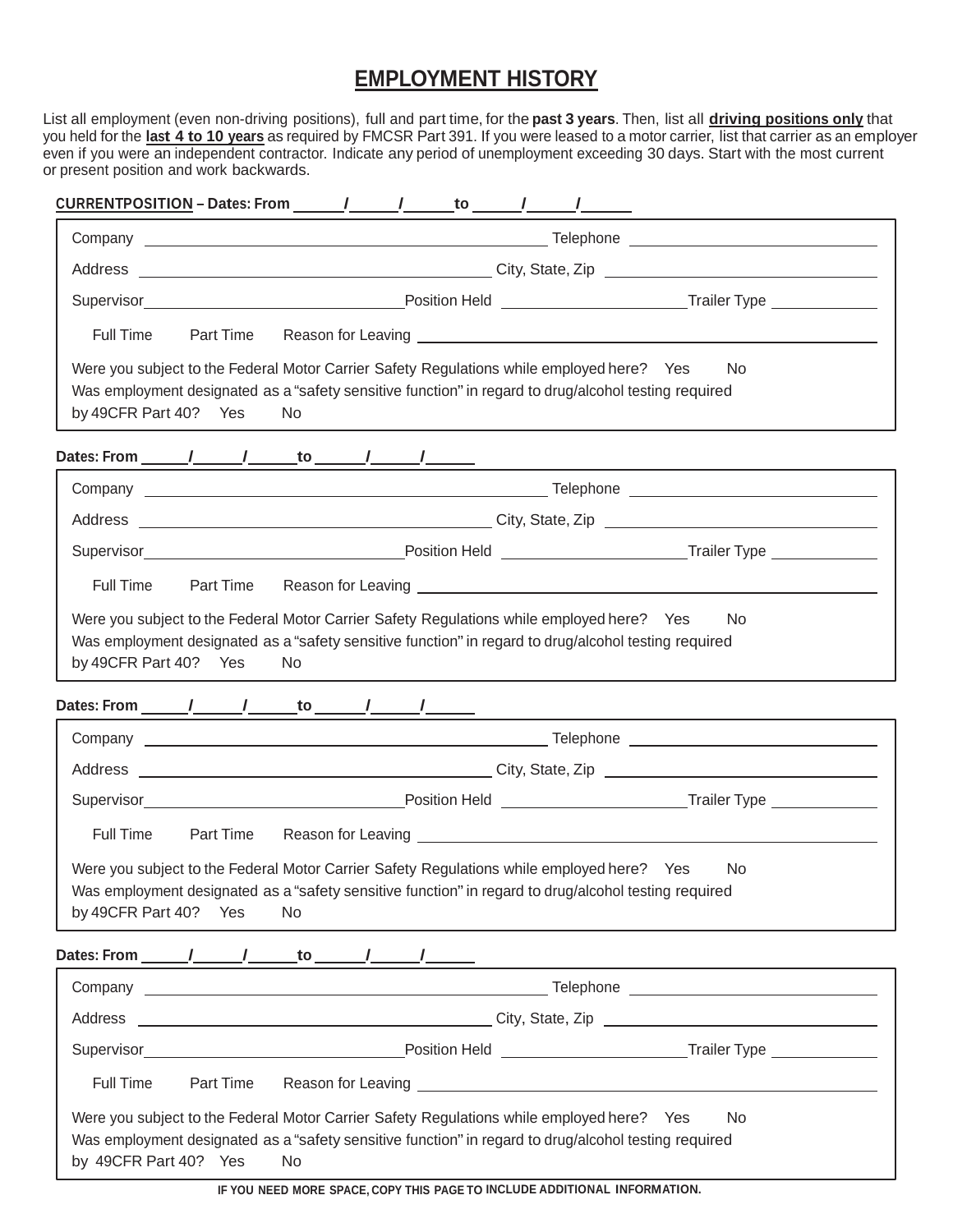# EMPLOYMENT HISTORY

List all employment (even non-driving positions), full and part time, for the **past 3 years**. Then, list all **driving positions only** that you held for the **last 4 to 10 years** as required by FMCSR Part 391. If you were leased to a motor carrier, list that carrier as an employer even if you were an independent contractor. Indicate any period of unemployment exceeding 30 days. Start with the most current or present position and work backwards.

**CURRENTPOSITION – Dates: From ______/______/______ to ______/______/______**

Company ______________________________ Telephone ______________________

Address ______________________________ City, State, Zip ______________________

Supervisor ______________________ Position Held ______________________ Trailer Type ______________

Full Time    Part Time    Reason for Leaving ______________________________

Were you subject to the Federal Motor Carrier Safety Regulations while employed here?  Yes  No

Was employment designated as a "safety sensitive function" in regard to drug/alcohol testing required by 49CFR Part 40?  Yes  No

**Dates: From ______/______/______ to ______/______/______**

Company ______________________________ Telephone ______________________

Address ______________________________ City, State, Zip ______________________

Supervisor ______________________ Position Held ______________________ Trailer Type ______________

Full Time    Part Time    Reason for Leaving ______________________________

Were you subject to the Federal Motor Carrier Safety Regulations while employed here?  Yes  No

Was employment designated as a "safety sensitive function" in regard to drug/alcohol testing required by 49CFR Part 40?  Yes  No

**Dates: From ______/______/______ to ______/______/______**

Company ______________________________ Telephone ______________________

Address ______________________________ City, State, Zip ______________________

Supervisor ______________________ Position Held ______________________ Trailer Type ______________

Full Time    Part Time    Reason for Leaving ______________________________

Were you subject to the Federal Motor Carrier Safety Regulations while employed here?  Yes  No

Was employment designated as a "safety sensitive function" in regard to drug/alcohol testing required by 49CFR Part 40?  Yes  No

**Dates: From ______/______/______ to ______/______/______**

Company ______________________________ Telephone ______________________

Address ______________________________ City, State, Zip ______________________

Supervisor ______________________ Position Held ______________________ Trailer Type ______________

Full Time    Part Time    Reason for Leaving ______________________________

Were you subject to the Federal Motor Carrier Safety Regulations while employed here?  Yes  No

Was employment designated as a "safety sensitive function" in regard to drug/alcohol testing required by 49CFR Part 40?  Yes  No

**IF YOU NEED MORE SPACE, COPY THIS PAGE TO INCLUDE ADDITIONAL INFORMATION.**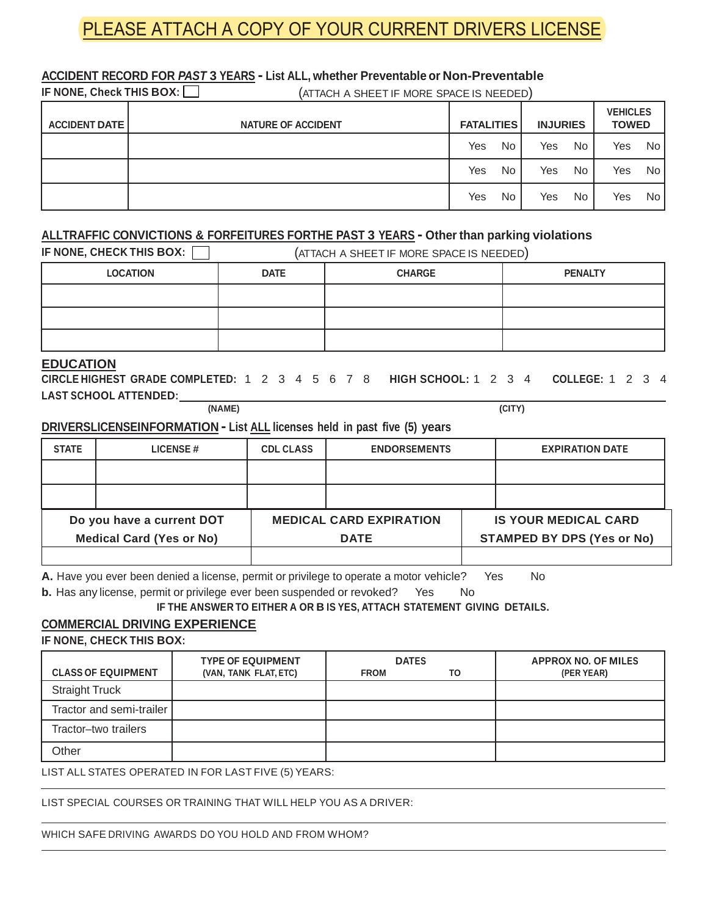# PLEASE ATTACH A COPY OF YOUR CURRENT DRIVERS LICENSE

**ACCIDENT RECORD FOR *PAST* 3 YEARS - List ALL, whether Preventable or Non-Preventable**

**IF NONE, Check THIS BOX:** ☐ (ATTACH A SHEET IF MORE SPACE IS NEEDED)

| ACCIDENT DATE | NATURE OF ACCIDENT | FATALITIES | INJURIES | VEHICLES TOWED |
|---|---|---|---|---|
| | | Yes No | Yes No | Yes No |
| | | Yes No | Yes No | Yes No |
| | | Yes No | Yes No | Yes No |

**ALL TRAFFIC CONVICTIONS & FORFEITURES FOR THE PAST 3 YEARS - Other than parking violations**

**IF NONE, CHECK THIS BOX:** ☐ (ATTACH A SHEET IF MORE SPACE IS NEEDED)

| LOCATION | DATE | CHARGE | PENALTY |
|---|---|---|---|
| | | | |
| | | | |
| | | | |

## EDUCATION

**CIRCLE HIGHEST GRADE COMPLETED:** 1 2 3 4 5 6 7 8 **HIGH SCHOOL:** 1 2 3 4 **COLLEGE:** 1 2 3 4

**LAST SCHOOL ATTENDED:** ______________________________

(NAME) (CITY)

**DRIVERS LICENSE INFORMATION - List ALL licenses held in past five (5) years**

| STATE | LICENSE # | CDL CLASS | ENDORSEMENTS | EXPIRATION DATE |
|---|---|---|---|---|
| | | | | |
| | | | | |

| Do you have a current DOT Medical Card (Yes or No) | MEDICAL CARD EXPIRATION DATE | IS YOUR MEDICAL CARD STAMPED BY DPS (Yes or No) |
|---|---|---|
| | | |

**A.** Have you ever been denied a license, permit or privilege to operate a motor vehicle? Yes No

**b.** Has any license, permit or privilege ever been suspended or revoked? Yes No

**IF THE ANSWER TO EITHER A OR B IS YES, ATTACH STATEMENT GIVING DETAILS.**

**COMMERCIAL DRIVING EXPERIENCE**

**IF NONE, CHECK THIS BOX:**

| CLASS OF EQUIPMENT | TYPE OF EQUIPMENT (VAN, TANK FLAT, ETC) | DATES FROM TO | APPROX NO. OF MILES (PER YEAR) |
|---|---|---|---|
| Straight Truck | | | |
| Tractor and semi-trailer | | | |
| Tractor–two trailers | | | |
| Other | | | |

LIST ALL STATES OPERATED IN FOR LAST FIVE (5) YEARS: ______________________________

LIST SPECIAL COURSES OR TRAINING THAT WILL HELP YOU AS A DRIVER: ______________________________

WHICH SAFE DRIVING AWARDS DO YOU HOLD AND FROM WHOM? ______________________________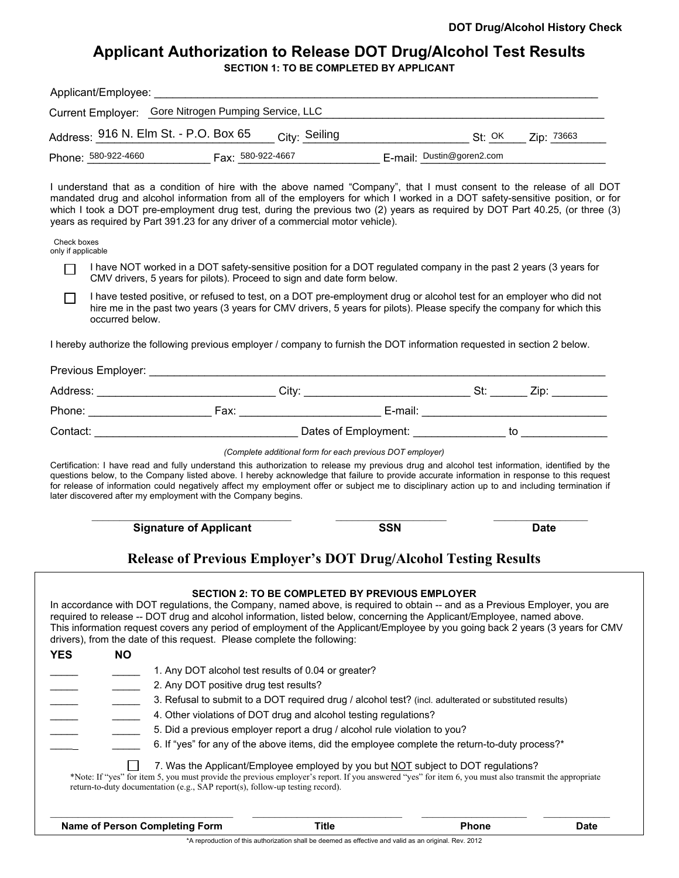DOT Drug/Alcohol History Check

# Applicant Authorization to Release DOT Drug/Alcohol Test Results

**SECTION 1: TO BE COMPLETED BY APPLICANT**

Applicant/Employee: ______________________________________________

Current Employer: Gore Nitrogen Pumping Service, LLC

Address: 916 N. Elm St. - P.O. Box 65 City: Seiling St: OK Zip: 73663

Phone: 580-922-4660 Fax: 580-922-4667 E-mail: Dustin@goren2.com

I understand that as a condition of hire with the above named "Company", that I must consent to the release of all DOT mandated drug and alcohol information from all of the employers for which I worked in a DOT safety-sensitive position, or for which I took a DOT pre-employment drug test, during the previous two (2) years as required by DOT Part 40.25, (or three (3) years as required by Part 391.23 for any driver of a commercial motor vehicle).

Check boxes only if applicable

- ☐ I have NOT worked in a DOT safety-sensitive position for a DOT regulated company in the past 2 years (3 years for CMV drivers, 5 years for pilots). Proceed to sign and date form below.
- ☐ I have tested positive, or refused to test, on a DOT pre-employment drug or alcohol test for an employer who did not hire me in the past two years (3 years for CMV drivers, 5 years for pilots). Please specify the company for which this occurred below.

I hereby authorize the following previous employer / company to furnish the DOT information requested in section 2 below.

Previous Employer: ______________________________________________

Address: ____________________ City: ____________________ St: ______ Zip: _________

Phone: ________________ Fax: ________________ E-mail: ____________________

Contact: ______________________ Dates of Employment: ____________ to ____________

*(Complete additional form for each previous DOT employer)*

Certification: I have read and fully understand this authorization to release my previous drug and alcohol test information, identified by the questions below, to the Company listed above. I hereby acknowledge that failure to provide accurate information in response to this request for release of information could negatively affect my employment offer or subject me to disciplinary action up to and including termination if later discovered after my employment with the Company begins.

| ______________________ | ______________ | ____________ |
|---|---|---|
| **Signature of Applicant** | **SSN** | **Date** |

## Release of Previous Employer's DOT Drug/Alcohol Testing Results

**SECTION 2: TO BE COMPLETED BY PREVIOUS EMPLOYER**

In accordance with DOT regulations, the Company, named above, is required to obtain -- and as a Previous Employer, you are required to release -- DOT drug and alcohol information, listed below, concerning the Applicant/Employee, named above. This information request covers any period of employment of the Applicant/Employee by you going back 2 years (3 years for CMV drivers), from the date of this request. Please complete the following:

| YES | NO | |
|---|---|---|
| _____ | _____ | 1. Any DOT alcohol test results of 0.04 or greater? |
| _____ | _____ | 2. Any DOT positive drug test results? |
| _____ | _____ | 3. Refusal to submit to a DOT required drug / alcohol test? (incl. adulterated or substituted results) |
| _____ | _____ | 4. Other violations of DOT drug and alcohol testing regulations? |
| _____ | _____ | 5. Did a previous employer report a drug / alcohol rule violation to you? |
| _____ | _____ | 6. If "yes" for any of the above items, did the employee complete the return-to-duty process?* |

☐ 7. Was the Applicant/Employee employed by you but NOT subject to DOT regulations?

*Note: If "yes" for item 5, you must provide the previous employer's report. If you answered "yes" for item 6, you must also transmit the appropriate return-to-duty documentation (e.g., SAP report(s), follow-up testing record).

| ______________________ | ________________ | ____________ | ________ |
|---|---|---|---|
| **Name of Person Completing Form** | **Title** | **Phone** | **Date** |

*A reproduction of this authorization shall be deemed as effective and valid as an original. Rev. 2012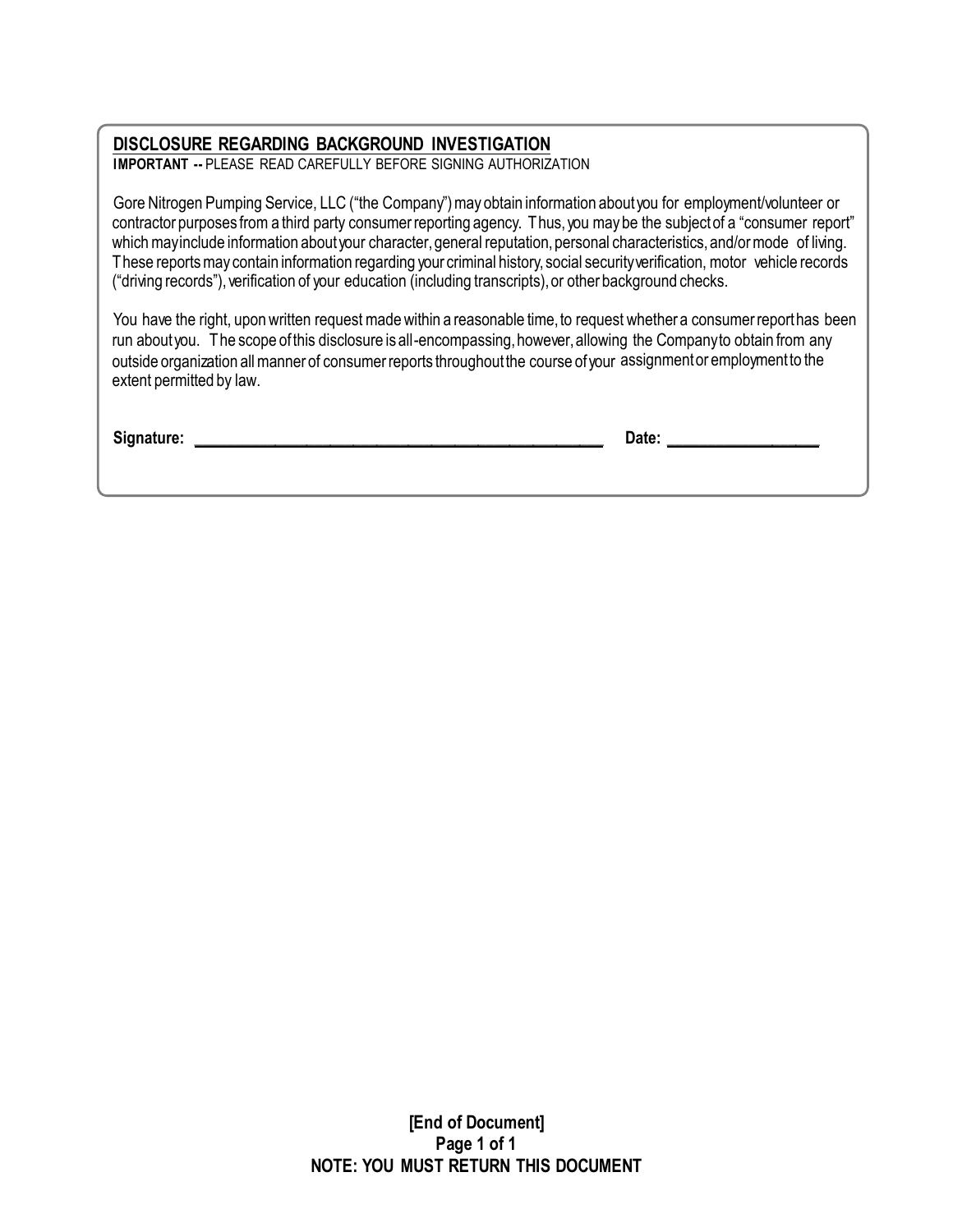## DISCLOSURE REGARDING BACKGROUND INVESTIGATION

**IMPORTANT --** PLEASE READ CAREFULLY BEFORE SIGNING AUTHORIZATION

Gore Nitrogen Pumping Service, LLC ("the Company") may obtain information about you for employment/volunteer or contractor purposes from a third party consumer reporting agency. Thus, you may be the subject of a "consumer report" which may include information about your character, general reputation, personal characteristics, and/or mode of living. These reports may contain information regarding your criminal history, social security verification, motor vehicle records ("driving records"), verification of your education (including transcripts), or other background checks.

You have the right, upon written request made within a reasonable time, to request whether a consumer report has been run about you. The scope of this disclosure is all-encompassing, however, allowing the Company to obtain from any outside organization all manner of consumer reports throughout the course of your assignment or employment to the extent permitted by law.

**Signature:** \_\_\_\_\_\_\_\_\_\_\_\_\_\_\_\_\_\_\_\_\_\_\_\_\_\_\_\_\_\_\_\_\_\_\_\_\_\_\_\_\_\_\_\_ **Date:** \_\_\_\_\_\_\_\_\_\_\_\_\_\_\_\_\_\_

**[End of Document]**

**NOTE: YOU MUST RETURN THIS DOCUMENT**